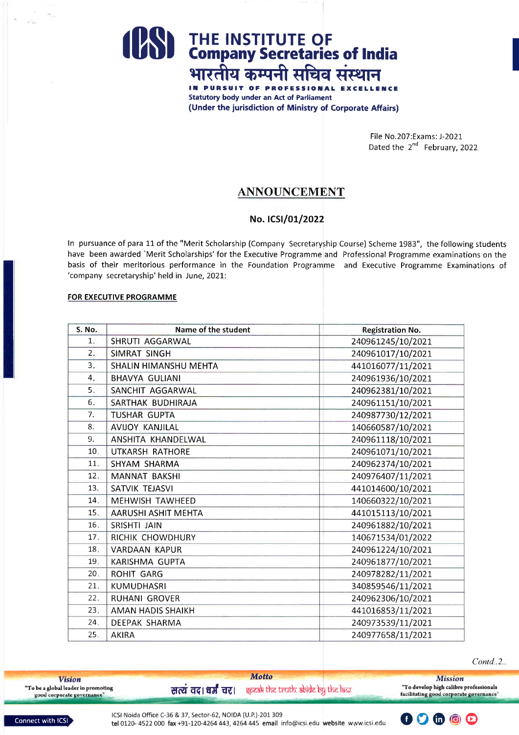# THE INSTITUTE OF Company Secretaries of India

भारतीय कम्पनी सचिव संस्थान

IN PURSUIT OF PROFESSIONAL EXCELLENCE

Statutory body under an Act of Parliament

(Under the jurisdiction of Ministry of Corporate Affairs)

File No.207:Exams: J-2021
Dated the 2nd February, 2022

## ANNOUNCEMENT

### No. ICSI/01/2022

In pursuance of para 11 of the "Merit Scholarship (Company Secretaryship Course) Scheme 1983", the following students have been awarded `Merit Scholarships' for the Executive Programme and Professional Programme examinations on the basis of their meritorious performance in the Foundation Programme and Executive Programme Examinations of 'company secretaryship' held in June, 2021:

**FOR EXECUTIVE PROGRAMME**

| S. No. | Name of the student | Registration No. |
|---|---|---|
| 1. | SHRUTI AGGARWAL | 240961245/10/2021 |
| 2. | SIMRAT SINGH | 240961017/10/2021 |
| 3. | SHALIN HIMANSHU MEHTA | 441016077/11/2021 |
| 4. | BHAVYA GULIANI | 240961936/10/2021 |
| 5. | SANCHIT AGGARWAL | 240962381/10/2021 |
| 6. | SARTHAK BUDHIRAJA | 240961151/10/2021 |
| 7. | TUSHAR GUPTA | 240987730/12/2021 |
| 8. | AVIJOY KANJILAL | 140660587/10/2021 |
| 9. | ANSHITA KHANDELWAL | 240961118/10/2021 |
| 10. | UTKARSH RATHORE | 240961071/10/2021 |
| 11. | SHYAM SHARMA | 240962374/10/2021 |
| 12. | MANNAT BAKSHI | 240976407/11/2021 |
| 13. | SATVIK TEJASVI | 441014600/10/2021 |
| 14. | MEHWISH TAWHEED | 140660322/10/2021 |
| 15. | AARUSHI ASHIT MEHTA | 441015113/10/2021 |
| 16. | SRISHTI JAIN | 240961882/10/2021 |
| 17. | RICHIK CHOWDHURY | 140671534/01/2022 |
| 18. | VARDAAN KAPUR | 240961224/10/2021 |
| 19. | KARISHMA GUPTA | 240961877/10/2021 |
| 20. | ROHIT GARG | 240978282/11/2021 |
| 21. | KUMUDHASRI | 340859546/11/2021 |
| 22. | RUHANI GROVER | 240962306/10/2021 |
| 23. | AMAN HADIS SHAIKH | 441016853/11/2021 |
| 24. | DEEPAK SHARMA | 240973539/11/2021 |
| 25. | AKIRA | 240977658/11/2021 |

*Contd..2..*

**Vision**: "To be a global leader in promoting good corporate governance"

**Motto**: सत्यं वद। धर्मं चर। speak the truth. abide by the law.

**Mission**: "To develop high calibre professionals facilitating good corporate governance"

Connect with ICSI

ICSI Noida Office C-36 & 37, Sector-62, NOIDA (U.P.)-201 309
tel 0120- 4522 000 fax +91-120-4264 443, 4264 445 email info@icsi.edu website www.icsi.edu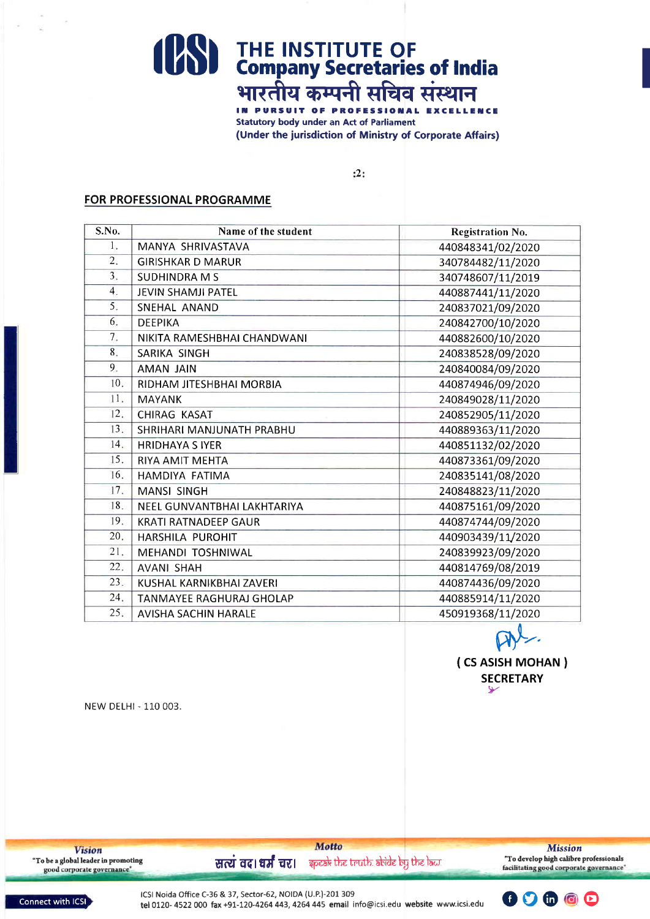# THE INSTITUTE OF Company Secretaries of India

भारतीय कम्पनी सचिव संस्थान

IN PURSUIT OF PROFESSIONAL EXCELLENCE

Statutory body under an Act of Parliament

(Under the jurisdiction of Ministry of Corporate Affairs)

:2:

## FOR PROFESSIONAL PROGRAMME

| S.No. | Name of the student | Registration No. |
|---|---|---|
| 1. | MANYA SHRIVASTAVA | 440848341/02/2020 |
| 2. | GIRISHKAR D MARUR | 340784482/11/2020 |
| 3. | SUDHINDRA M S | 340748607/11/2019 |
| 4. | JEVIN SHAMJI PATEL | 440887441/11/2020 |
| 5. | SNEHAL ANAND | 240837021/09/2020 |
| 6. | DEEPIKA | 240842700/10/2020 |
| 7. | NIKITA RAMESHBHAI CHANDWANI | 440882600/10/2020 |
| 8. | SARIKA SINGH | 240838528/09/2020 |
| 9. | AMAN JAIN | 240840084/09/2020 |
| 10. | RIDHAM JITESHBHAI MORBIA | 440874946/09/2020 |
| 11. | MAYANK | 240849028/11/2020 |
| 12. | CHIRAG KASAT | 240852905/11/2020 |
| 13. | SHRIHARI MANJUNATH PRABHU | 440889363/11/2020 |
| 14. | HRIDHAYA S IYER | 440851132/02/2020 |
| 15. | RIYA AMIT MEHTA | 440873361/09/2020 |
| 16. | HAMDIYA FATIMA | 240835141/08/2020 |
| 17. | MANSI SINGH | 240848823/11/2020 |
| 18. | NEEL GUNVANTBHAI LAKHTARIYA | 440875161/09/2020 |
| 19. | KRATI RATNADEEP GAUR | 440874744/09/2020 |
| 20. | HARSHILA PUROHIT | 440903439/11/2020 |
| 21. | MEHANDI TOSHNIWAL | 240839923/09/2020 |
| 22. | AVANI SHAH | 440814769/08/2019 |
| 23. | KUSHAL KARNIKBHAI ZAVERI | 440874436/09/2020 |
| 24. | TANMAYEE RAGHURAJ GHOLAP | 440885914/11/2020 |
| 25. | AVISHA SACHIN HARALE | 450919368/11/2020 |

( CS ASISH MOHAN )
SECRETARY

NEW DELHI - 110 003.

**Vision** "To be a global leader in promoting good corporate governance"

**Motto** सत्यं वद। धर्मं चर। speak the truth. abide by the law

**Mission** "To develop high calibre professionals facilitating good corporate governance"

Connect with ICSI

ICSI Noida Office C-36 & 37, Sector-62, NOIDA (U.P.)-201 309
tel 0120- 4522 000 fax +91-120-4264 443, 4264 445 email info@icsi.edu website www.icsi.edu